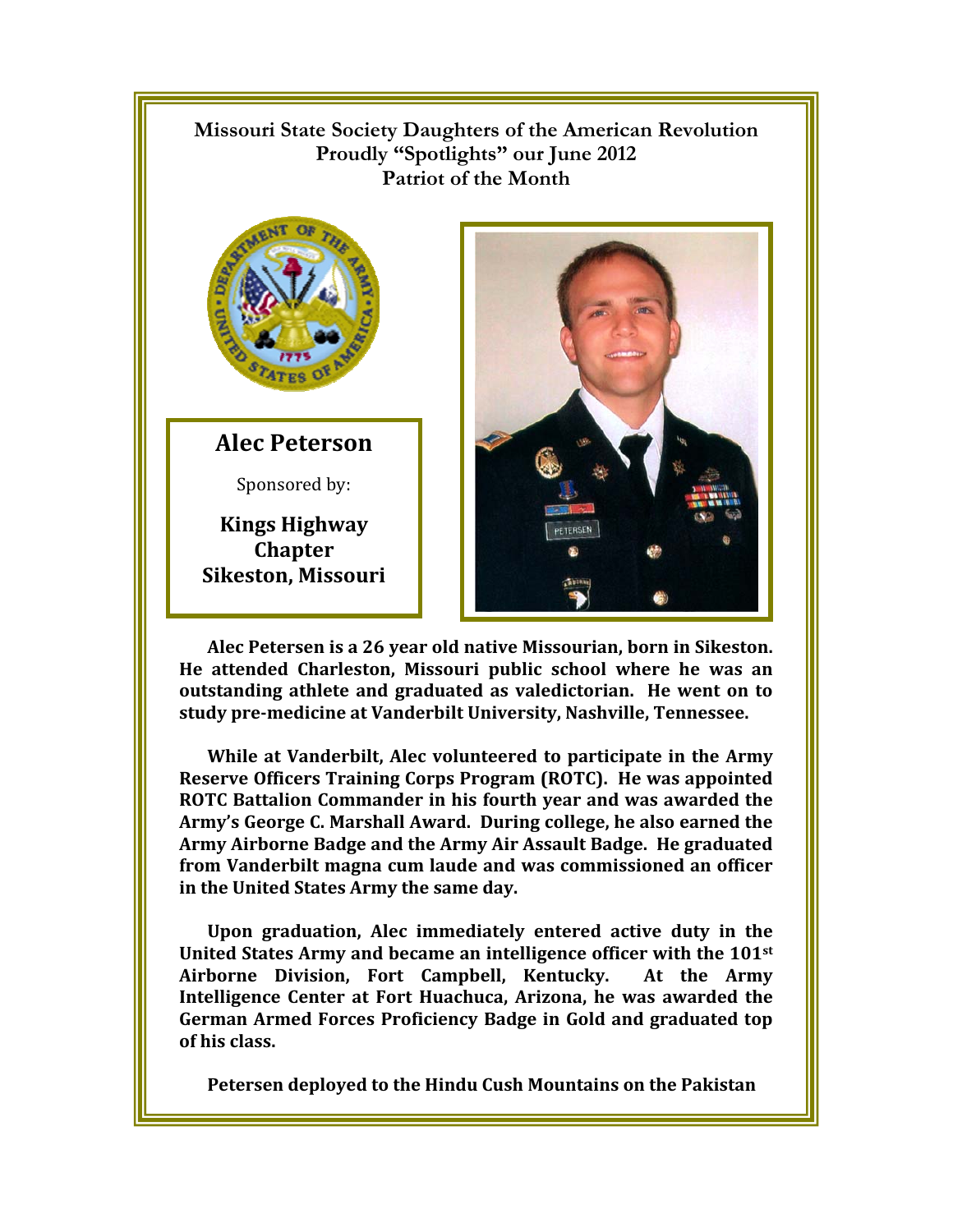**Missouri State Society Daughters of the American Revolution**
**Proudly "Spotlights" our June 2012**
**Patriot of the Month**

## Alec Peterson

Sponsored by:

**Kings Highway Chapter**
**Sikeston, Missouri**

**Alec Petersen is a 26 year old native Missourian, born in Sikeston. He attended Charleston, Missouri public school where he was an outstanding athlete and graduated as valedictorian. He went on to study pre-medicine at Vanderbilt University, Nashville, Tennessee.**

**While at Vanderbilt, Alec volunteered to participate in the Army Reserve Officers Training Corps Program (ROTC). He was appointed ROTC Battalion Commander in his fourth year and was awarded the Army's George C. Marshall Award. During college, he also earned the Army Airborne Badge and the Army Air Assault Badge. He graduated from Vanderbilt magna cum laude and was commissioned an officer in the United States Army the same day.**

**Upon graduation, Alec immediately entered active duty in the United States Army and became an intelligence officer with the 101st Airborne Division, Fort Campbell, Kentucky. At the Army Intelligence Center at Fort Huachuca, Arizona, he was awarded the German Armed Forces Proficiency Badge in Gold and graduated top of his class.**

**Petersen deployed to the Hindu Cush Mountains on the Pakistan**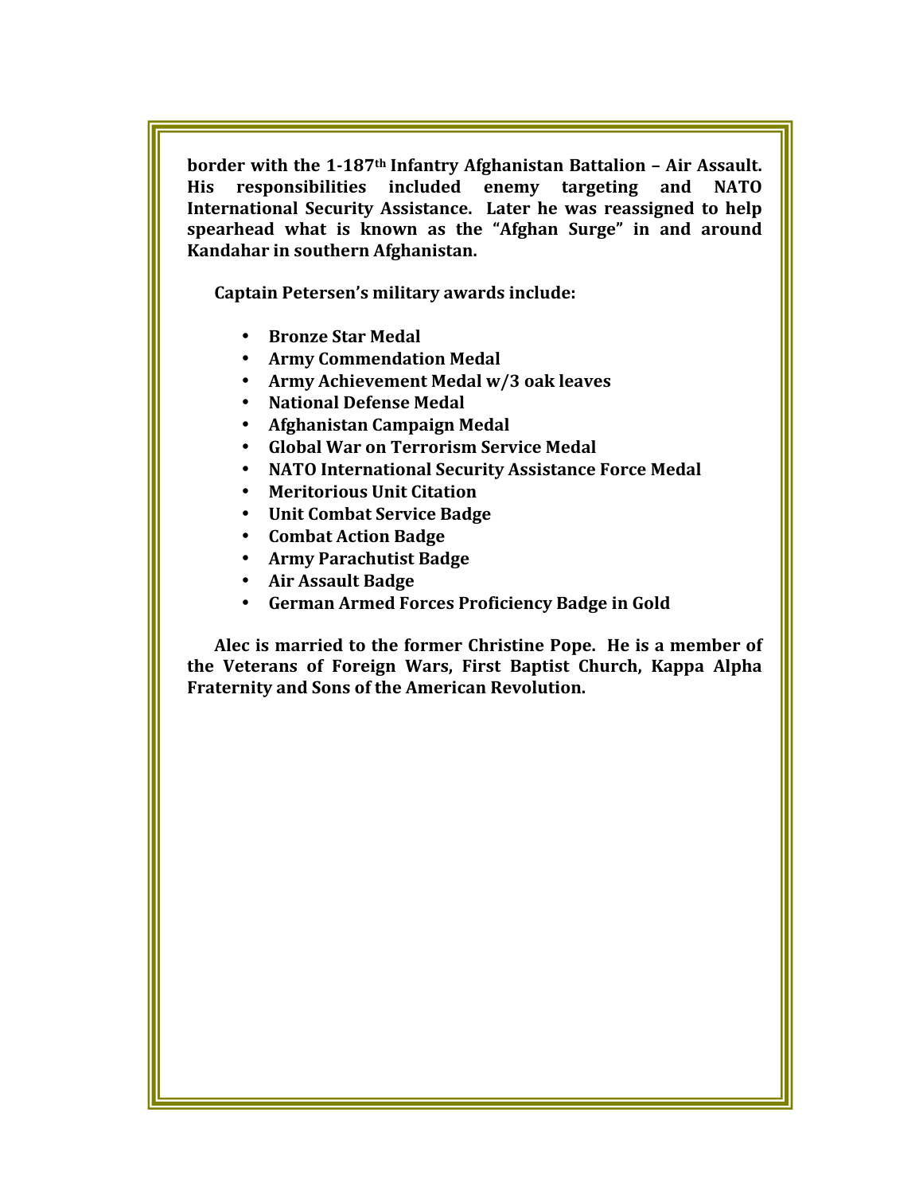**border with the 1-187th Infantry Afghanistan Battalion – Air Assault. His responsibilities included enemy targeting and NATO International Security Assistance. Later he was reassigned to help spearhead what is known as the "Afghan Surge" in and around Kandahar in southern Afghanistan.**

**Captain Petersen's military awards include:**

- **Bronze Star Medal**
- **Army Commendation Medal**
- **Army Achievement Medal w/3 oak leaves**
- **National Defense Medal**
- **Afghanistan Campaign Medal**
- **Global War on Terrorism Service Medal**
- **NATO International Security Assistance Force Medal**
- **Meritorious Unit Citation**
- **Unit Combat Service Badge**
- **Combat Action Badge**
- **Army Parachutist Badge**
- **Air Assault Badge**
- **German Armed Forces Proficiency Badge in Gold**

**Alec is married to the former Christine Pope. He is a member of the Veterans of Foreign Wars, First Baptist Church, Kappa Alpha Fraternity and Sons of the American Revolution.**